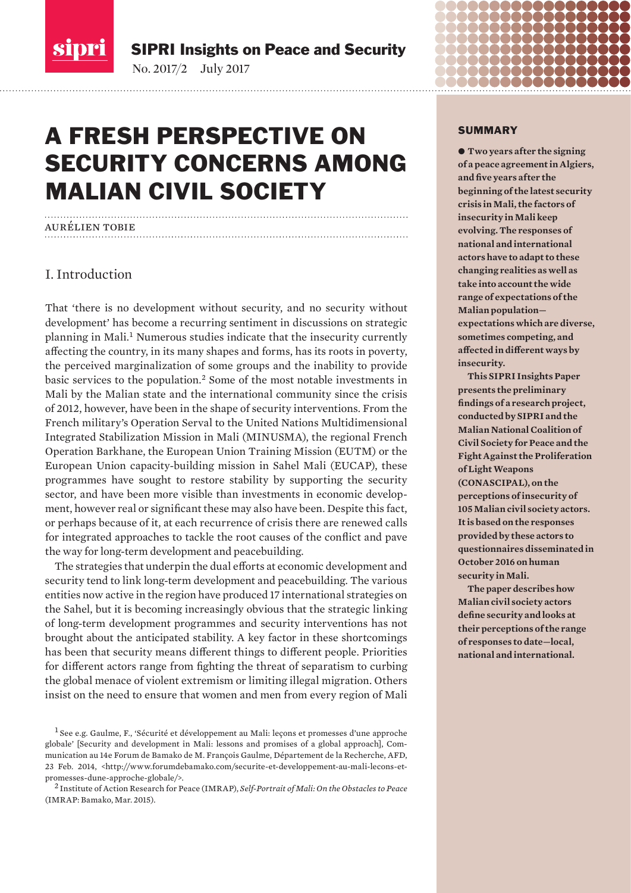# A FRESH PERSPECTIVE ON SECURITY CONCERNS AMONG MALIAN CIVIL SOCIETY

AURÉLIEN TOBIE

## I. Introduction

That 'there is no development without security, and no security without development' has become a recurring sentiment in discussions on strategic planning in Mali.[1] Numerous studies indicate that the insecurity currently affecting the country, in its many shapes and forms, has its roots in poverty, the perceived marginalization of some groups and the inability to provide basic services to the population.[2] Some of the most notable investments in Mali by the Malian state and the international community since the crisis of 2012, however, have been in the shape of security interventions. From the French military's Operation Serval to the United Nations Multidimensional Integrated Stabilization Mission in Mali (MINUSMA), the regional French Operation Barkhane, the European Union Training Mission (EUTM) or the European Union capacity-building mission in Sahel Mali (EUCAP), these programmes have sought to restore stability by supporting the security sector, and have been more visible than investments in economic development, however real or significant these may also have been. Despite this fact, or perhaps because of it, at each recurrence of crisis there are renewed calls for integrated approaches to tackle the root causes of the conflict and pave the way for long-term development and peacebuilding.

The strategies that underpin the dual efforts at economic development and security tend to link long-term development and peacebuilding. The various entities now active in the region have produced 17 international strategies on the Sahel, but it is becoming increasingly obvious that the strategic linking of long-term development programmes and security interventions has not brought about the anticipated stability. A key factor in these shortcomings has been that security means different things to different people. Priorities for different actors range from fighting the threat of separatism to curbing the global menace of violent extremism or limiting illegal migration. Others insist on the need to ensure that women and men from every region of Mali

[1] See e.g. Gaulme, F., 'Sécurité et développement au Mali: leçons et promesses d'une approche globale' [Security and development in Mali: lessons and promises of a global approach], Communication au 14e Forum de Bamako de M. François Gaulme, Département de la Recherche, AFD, 23 Feb. 2014, <http://www.forumdebamako.com/securite-et-developpement-au-mali-lecons-et-promesses-dune-approche-globale/>.

[2] Institute of Action Research for Peace (IMRAP), *Self-Portrait of Mali: On the Obstacles to Peace* (IMRAP: Bamako, Mar. 2015).

### SUMMARY

● **Two years after the signing of a peace agreement in Algiers, and five years after the beginning of the latest security crisis in Mali, the factors of insecurity in Mali keep evolving. The responses of national and international actors have to adapt to these changing realities as well as take into account the wide range of expectations of the Malian population— expectations which are diverse, sometimes competing, and affected in different ways by insecurity.**

**This SIPRI Insights Paper presents the preliminary findings of a research project, conducted by SIPRI and the Malian National Coalition of Civil Society for Peace and the Fight Against the Proliferation of Light Weapons (CONASCIPAL), on the perceptions of insecurity of 105 Malian civil society actors. It is based on the responses provided by these actors to questionnaires disseminated in October 2016 on human security in Mali.**

**The paper describes how Malian civil society actors define security and looks at their perceptions of the range of responses to date—local, national and international.**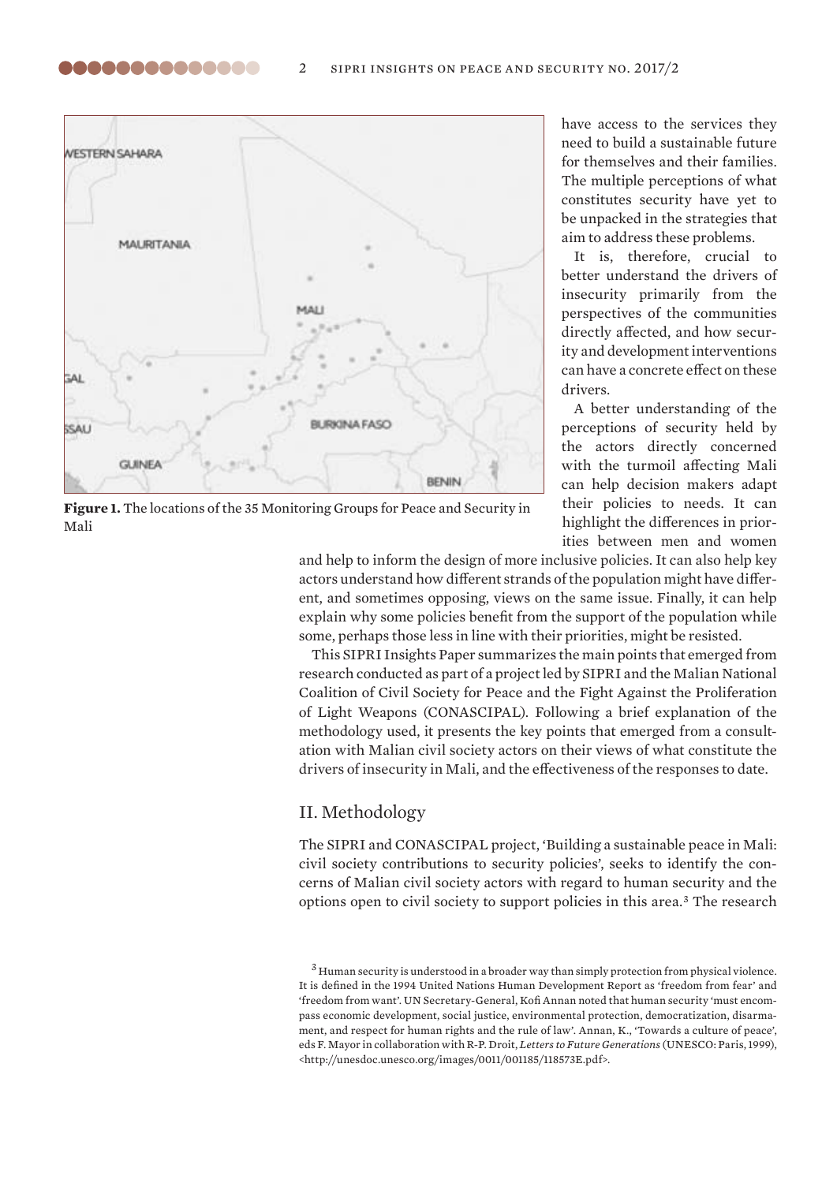have access to the services they need to build a sustainable future for themselves and their families. The multiple perceptions of what constitutes security have yet to be unpacked in the strategies that aim to address these problems.

It is, therefore, crucial to better understand the drivers of insecurity primarily from the perspectives of the communities directly affected, and how security and development interventions can have a concrete effect on these drivers.

A better understanding of the perceptions of security held by the actors directly concerned with the turmoil affecting Mali can help decision makers adapt their policies to needs. It can highlight the differences in priorities between men and women and help to inform the design of more inclusive policies. It can also help key actors understand how different strands of the population might have different, and sometimes opposing, views on the same issue. Finally, it can help explain why some policies benefit from the support of the population while some, perhaps those less in line with their priorities, might be resisted.

This SIPRI Insights Paper summarizes the main points that emerged from research conducted as part of a project led by SIPRI and the Malian National Coalition of Civil Society for Peace and the Fight Against the Proliferation of Light Weapons (CONASCIPAL). Following a brief explanation of the methodology used, it presents the key points that emerged from a consultation with Malian civil society actors on their views of what constitute the drivers of insecurity in Mali, and the effectiveness of the responses to date.

**Figure 1.** The locations of the 35 Monitoring Groups for Peace and Security in Mali

## II. Methodology

The SIPRI and CONASCIPAL project, 'Building a sustainable peace in Mali: civil society contributions to security policies', seeks to identify the concerns of Malian civil society actors with regard to human security and the options open to civil society to support policies in this area.[3] The research

[3] Human security is understood in a broader way than simply protection from physical violence. It is defined in the 1994 United Nations Human Development Report as 'freedom from fear' and 'freedom from want'. UN Secretary-General, Kofi Annan noted that human security 'must encompass economic development, social justice, environmental protection, democratization, disarmament, and respect for human rights and the rule of law'. Annan, K., 'Towards a culture of peace', eds F. Mayor in collaboration with R-P. Droit, *Letters to Future Generations* (UNESCO: Paris, 1999), <http://unesdoc.unesco.org/images/0011/001185/118573E.pdf>.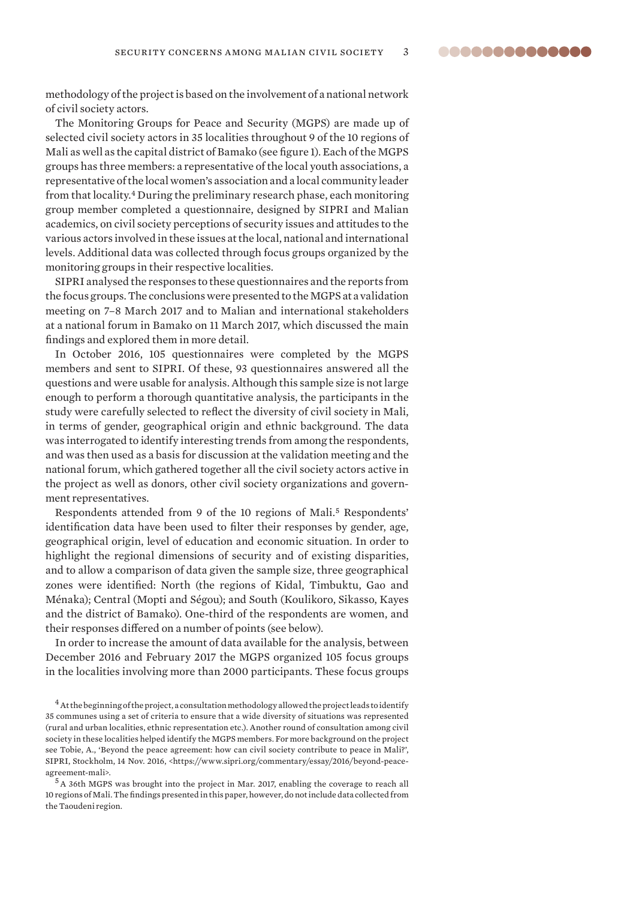methodology of the project is based on the involvement of a national network of civil society actors.

The Monitoring Groups for Peace and Security (MGPS) are made up of selected civil society actors in 35 localities throughout 9 of the 10 regions of Mali as well as the capital district of Bamako (see figure 1). Each of the MGPS groups has three members: a representative of the local youth associations, a representative of the local women's association and a local community leader from that locality.[4] During the preliminary research phase, each monitoring group member completed a questionnaire, designed by SIPRI and Malian academics, on civil society perceptions of security issues and attitudes to the various actors involved in these issues at the local, national and international levels. Additional data was collected through focus groups organized by the monitoring groups in their respective localities.

SIPRI analysed the responses to these questionnaires and the reports from the focus groups. The conclusions were presented to the MGPS at a validation meeting on 7–8 March 2017 and to Malian and international stakeholders at a national forum in Bamako on 11 March 2017, which discussed the main findings and explored them in more detail.

In October 2016, 105 questionnaires were completed by the MGPS members and sent to SIPRI. Of these, 93 questionnaires answered all the questions and were usable for analysis. Although this sample size is not large enough to perform a thorough quantitative analysis, the participants in the study were carefully selected to reflect the diversity of civil society in Mali, in terms of gender, geographical origin and ethnic background. The data was interrogated to identify interesting trends from among the respondents, and was then used as a basis for discussion at the validation meeting and the national forum, which gathered together all the civil society actors active in the project as well as donors, other civil society organizations and government representatives.

Respondents attended from 9 of the 10 regions of Mali.[5] Respondents' identification data have been used to filter their responses by gender, age, geographical origin, level of education and economic situation. In order to highlight the regional dimensions of security and of existing disparities, and to allow a comparison of data given the sample size, three geographical zones were identified: North (the regions of Kidal, Timbuktu, Gao and Ménaka); Central (Mopti and Ségou); and South (Koulikoro, Sikasso, Kayes and the district of Bamako). One-third of the respondents are women, and their responses differed on a number of points (see below).

In order to increase the amount of data available for the analysis, between December 2016 and February 2017 the MGPS organized 105 focus groups in the localities involving more than 2000 participants. These focus groups

[4] At the beginning of the project, a consultation methodology allowed the project leads to identify 35 communes using a set of criteria to ensure that a wide diversity of situations was represented (rural and urban localities, ethnic representation etc.). Another round of consultation among civil society in these localities helped identify the MGPS members. For more background on the project see Tobie, A., 'Beyond the peace agreement: how can civil society contribute to peace in Mali?', SIPRI, Stockholm, 14 Nov. 2016, <https://www.sipri.org/commentary/essay/2016/beyond-peace-agreement-mali>.

[5] A 36th MGPS was brought into the project in Mar. 2017, enabling the coverage to reach all 10 regions of Mali. The findings presented in this paper, however, do not include data collected from the Taoudeni region.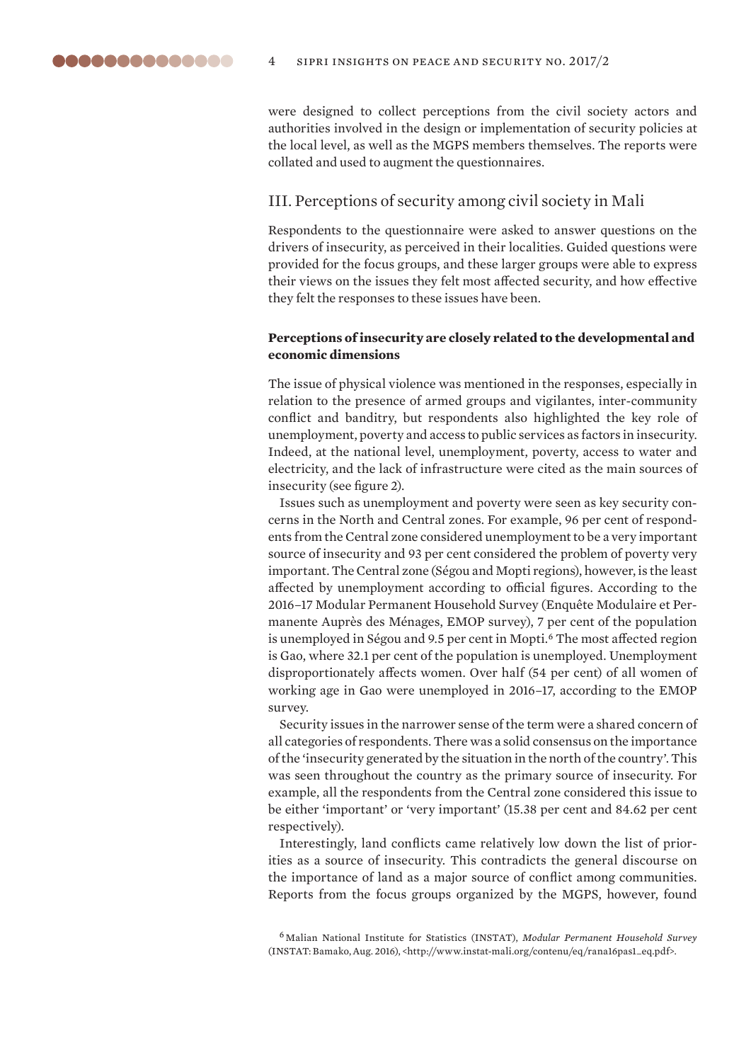were designed to collect perceptions from the civil society actors and authorities involved in the design or implementation of security policies at the local level, as well as the MGPS members themselves. The reports were collated and used to augment the questionnaires.

## III. Perceptions of security among civil society in Mali

Respondents to the questionnaire were asked to answer questions on the drivers of insecurity, as perceived in their localities. Guided questions were provided for the focus groups, and these larger groups were able to express their views on the issues they felt most affected security, and how effective they felt the responses to these issues have been.

### Perceptions of insecurity are closely related to the developmental and economic dimensions

The issue of physical violence was mentioned in the responses, especially in relation to the presence of armed groups and vigilantes, inter-community conflict and banditry, but respondents also highlighted the key role of unemployment, poverty and access to public services as factors in insecurity. Indeed, at the national level, unemployment, poverty, access to water and electricity, and the lack of infrastructure were cited as the main sources of insecurity (see figure 2).

Issues such as unemployment and poverty were seen as key security concerns in the North and Central zones. For example, 96 per cent of respondents from the Central zone considered unemployment to be a very important source of insecurity and 93 per cent considered the problem of poverty very important. The Central zone (Ségou and Mopti regions), however, is the least affected by unemployment according to official figures. According to the 2016–17 Modular Permanent Household Survey (Enquête Modulaire et Permanente Auprès des Ménages, EMOP survey), 7 per cent of the population is unemployed in Ségou and 9.5 per cent in Mopti.[6] The most affected region is Gao, where 32.1 per cent of the population is unemployed. Unemployment disproportionately affects women. Over half (54 per cent) of all women of working age in Gao were unemployed in 2016–17, according to the EMOP survey.

Security issues in the narrower sense of the term were a shared concern of all categories of respondents. There was a solid consensus on the importance of the 'insecurity generated by the situation in the north of the country'. This was seen throughout the country as the primary source of insecurity. For example, all the respondents from the Central zone considered this issue to be either 'important' or 'very important' (15.38 per cent and 84.62 per cent respectively).

Interestingly, land conflicts came relatively low down the list of priorities as a source of insecurity. This contradicts the general discourse on the importance of land as a major source of conflict among communities. Reports from the focus groups organized by the MGPS, however, found

[6] Malian National Institute for Statistics (INSTAT), *Modular Permanent Household Survey* (INSTAT: Bamako, Aug. 2016), <http://www.instat-mali.org/contenu/eq/rana16pas1_eq.pdf>.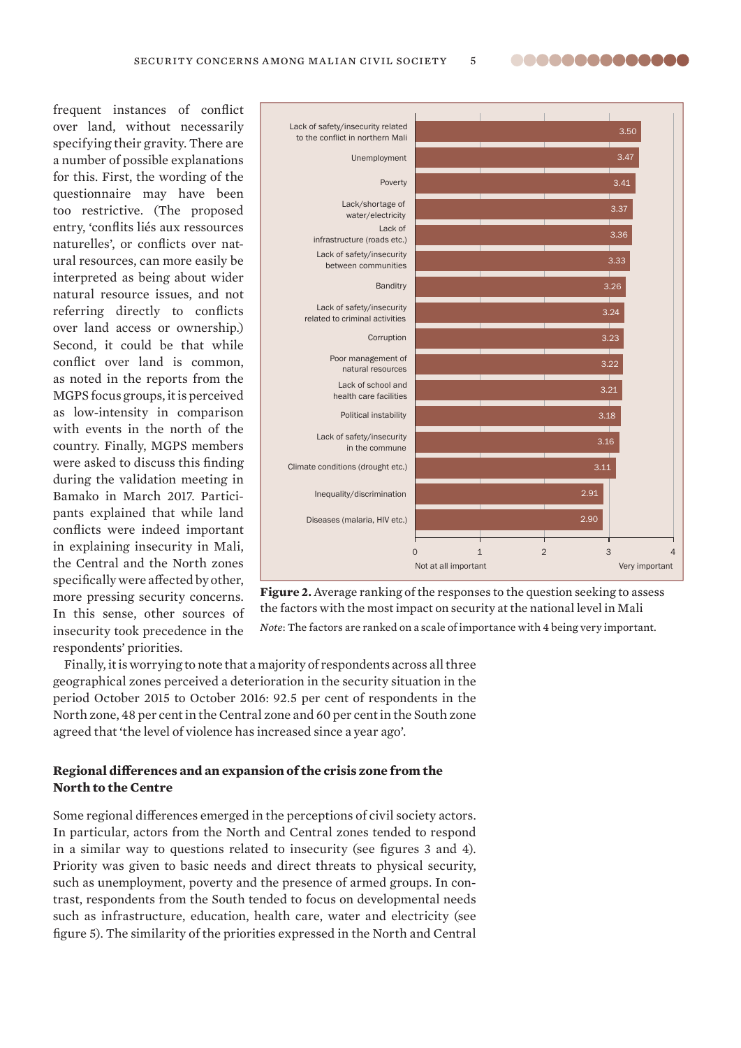frequent instances of conflict over land, without necessarily specifying their gravity. There are a number of possible explanations for this. First, the wording of the questionnaire may have been too restrictive. (The proposed entry, 'conflits liés aux ressources naturelles', or conflicts over natural resources, can more easily be interpreted as being about wider natural resource issues, and not referring directly to conflicts over land access or ownership.) Second, it could be that while conflict over land is common, as noted in the reports from the MGPS focus groups, it is perceived as low-intensity in comparison with events in the north of the country. Finally, MGPS members were asked to discuss this finding during the validation meeting in Bamako in March 2017. Participants explained that while land conflicts were indeed important in explaining insecurity in Mali, the Central and the North zones specifically were affected by other, more pressing security concerns. In this sense, other sources of insecurity took precedence in the respondents' priorities.

| Factor | Average ranking |
|---|---|
| Lack of safety/insecurity related to the conflict in northern Mali | 3.50 |
| Unemployment | 3.47 |
| Poverty | 3.41 |
| Lack/shortage of water/electricity | 3.37 |
| Lack of infrastructure (roads etc.) | 3.36 |
| Lack of safety/insecurity between communities | 3.33 |
| Banditry | 3.26 |
| Lack of safety/insecurity related to criminal activities | 3.24 |
| Corruption | 3.23 |
| Poor management of natural resources | 3.22 |
| Lack of school and health care facilities | 3.21 |
| Political instability | 3.18 |
| Lack of safety/insecurity in the commune | 3.16 |
| Climate conditions (drought etc.) | 3.11 |
| Inequality/discrimination | 2.91 |
| Diseases (malaria, HIV etc.) | 2.90 |

Scale: 0 = Not at all important; 4 = Very important

**Figure 2.** Average ranking of the responses to the question seeking to assess the factors with the most impact on security at the national level in Mali

*Note*: The factors are ranked on a scale of importance with 4 being very important.

Finally, it is worrying to note that a majority of respondents across all three geographical zones perceived a deterioration in the security situation in the period October 2015 to October 2016: 92.5 per cent of respondents in the North zone, 48 per cent in the Central zone and 60 per cent in the South zone agreed that 'the level of violence has increased since a year ago'.

### Regional differences and an expansion of the crisis zone from the North to the Centre

Some regional differences emerged in the perceptions of civil society actors. In particular, actors from the North and Central zones tended to respond in a similar way to questions related to insecurity (see figures 3 and 4). Priority was given to basic needs and direct threats to physical security, such as unemployment, poverty and the presence of armed groups. In contrast, respondents from the South tended to focus on developmental needs such as infrastructure, education, health care, water and electricity (see figure 5). The similarity of the priorities expressed in the North and Central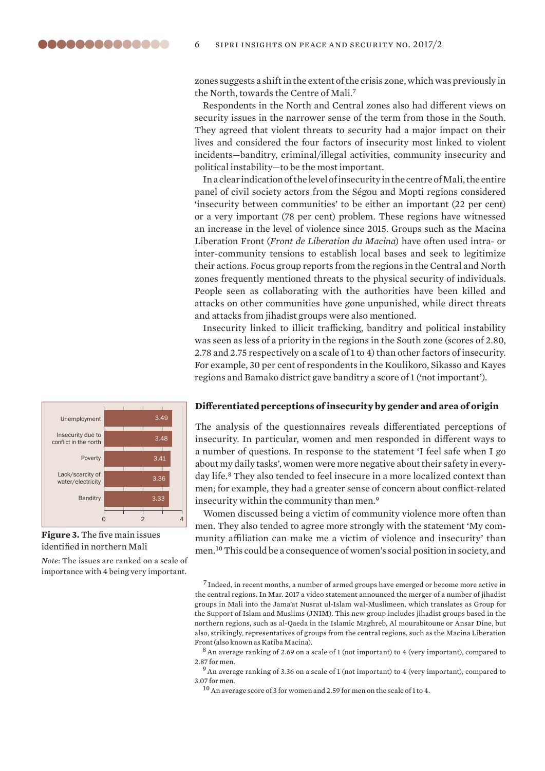zones suggests a shift in the extent of the crisis zone, which was previously in the North, towards the Centre of Mali.[7]

Respondents in the North and Central zones also had different views on security issues in the narrower sense of the term from those in the South. They agreed that violent threats to security had a major impact on their lives and considered the four factors of insecurity most linked to violent incidents—banditry, criminal/illegal activities, community insecurity and political instability—to be the most important.

In a clear indication of the level of insecurity in the centre of Mali, the entire panel of civil society actors from the Ségou and Mopti regions considered 'insecurity between communities' to be either an important (22 per cent) or a very important (78 per cent) problem. These regions have witnessed an increase in the level of violence since 2015. Groups such as the Macina Liberation Front (*Front de Liberation du Macina*) have often used intra- or inter-community tensions to establish local bases and seek to legitimize their actions. Focus group reports from the regions in the Central and North zones frequently mentioned threats to the physical security of individuals. People seen as collaborating with the authorities have been killed and attacks on other communities have gone unpunished, while direct threats and attacks from jihadist groups were also mentioned.

Insecurity linked to illicit trafficking, banditry and political instability was seen as less of a priority in the regions in the South zone (scores of 2.80, 2.78 and 2.75 respectively on a scale of 1 to 4) than other factors of insecurity. For example, 30 per cent of respondents in the Koulikoro, Sikasso and Kayes regions and Bamako district gave banditry a score of 1 ('not important').

| Issue | Score |
|---|---|
| Unemployment | 3.49 |
| Insecurity due to conflict in the north | 3.48 |
| Poverty | 3.41 |
| Lack/scarcity of water/electricity | 3.36 |
| Banditry | 3.33 |

**Figure 3.** The five main issues identified in northern Mali

*Note*: The issues are ranked on a scale of importance with 4 being very important.

### Differentiated perceptions of insecurity by gender and area of origin

The analysis of the questionnaires reveals differentiated perceptions of insecurity. In particular, women and men responded in different ways to a number of questions. In response to the statement 'I feel safe when I go about my daily tasks', women were more negative about their safety in everyday life.[8] They also tended to feel insecure in a more localized context than men; for example, they had a greater sense of concern about conflict-related insecurity within the community than men.[9]

Women discussed being a victim of community violence more often than men. They also tended to agree more strongly with the statement 'My community affiliation can make me a victim of violence and insecurity' than men.[10] This could be a consequence of women's social position in society, and

[7] Indeed, in recent months, a number of armed groups have emerged or become more active in the central regions. In Mar. 2017 a video statement announced the merger of a number of jihadist groups in Mali into the Jama'at Nusrat ul-Islam wal-Muslimeen, which translates as Group for the Support of Islam and Muslims (JNIM). This new group includes jihadist groups based in the northern regions, such as al-Qaeda in the Islamic Maghreb, Al mourabitoune or Ansar Dine, but also, strikingly, representatives of groups from the central regions, such as the Macina Liberation Front (also known as Katiba Macina).

[8] An average ranking of 2.69 on a scale of 1 (not important) to 4 (very important), compared to 2.87 for men.

[9] An average ranking of 3.36 on a scale of 1 (not important) to 4 (very important), compared to 3.07 for men.

[10] An average score of 3 for women and 2.59 for men on the scale of 1 to 4.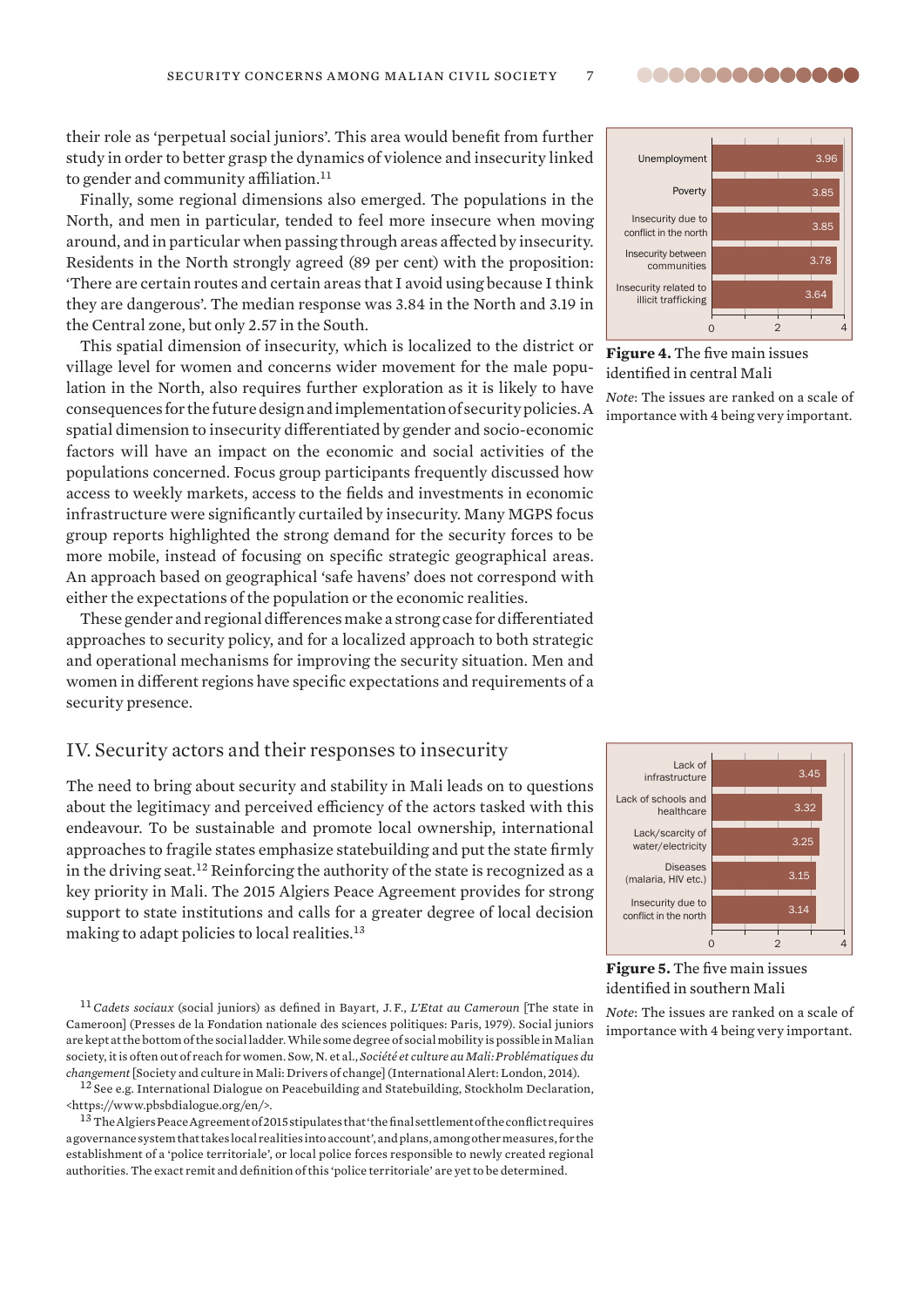their role as 'perpetual social juniors'. This area would benefit from further study in order to better grasp the dynamics of violence and insecurity linked to gender and community affiliation.[11]

Finally, some regional dimensions also emerged. The populations in the North, and men in particular, tended to feel more insecure when moving around, and in particular when passing through areas affected by insecurity. Residents in the North strongly agreed (89 per cent) with the proposition: 'There are certain routes and certain areas that I avoid using because I think they are dangerous'. The median response was 3.84 in the North and 3.19 in the Central zone, but only 2.57 in the South.

This spatial dimension of insecurity, which is localized to the district or village level for women and concerns wider movement for the male population in the North, also requires further exploration as it is likely to have consequences for the future design and implementation of security policies. A spatial dimension to insecurity differentiated by gender and socio-economic factors will have an impact on the economic and social activities of the populations concerned. Focus group participants frequently discussed how access to weekly markets, access to the fields and investments in economic infrastructure were significantly curtailed by insecurity. Many MGPS focus group reports highlighted the strong demand for the security forces to be more mobile, instead of focusing on specific strategic geographical areas. An approach based on geographical 'safe havens' does not correspond with either the expectations of the population or the economic realities.

These gender and regional differences make a strong case for differentiated approaches to security policy, and for a localized approach to both strategic and operational mechanisms for improving the security situation. Men and women in different regions have specific expectations and requirements of a security presence.

## IV. Security actors and their responses to insecurity

The need to bring about security and stability in Mali leads on to questions about the legitimacy and perceived efficiency of the actors tasked with this endeavour. To be sustainable and promote local ownership, international approaches to fragile states emphasize statebuilding and put the state firmly in the driving seat.[12] Reinforcing the authority of the state is recognized as a key priority in Mali. The 2015 Algiers Peace Agreement provides for strong support to state institutions and calls for a greater degree of local decision making to adapt policies to local realities.[13]

| Issue | Score |
|---|---|
| Unemployment | 3.96 |
| Poverty | 3.85 |
| Insecurity due to conflict in the north | 3.85 |
| Insecurity between communities | 3.78 |
| Insecurity related to illicit trafficking | 3.64 |

**Figure 4.** The five main issues identified in central Mali

*Note*: The issues are ranked on a scale of importance with 4 being very important.

| Issue | Score |
|---|---|
| Lack of infrastructure | 3.45 |
| Lack of schools and healthcare | 3.32 |
| Lack/scarcity of water/electricity | 3.25 |
| Diseases (malaria, HIV etc.) | 3.15 |
| Insecurity due to conflict in the north | 3.14 |

**Figure 5.** The five main issues identified in southern Mali

*Note*: The issues are ranked on a scale of importance with 4 being very important.

---

[11] *Cadets sociaux* (social juniors) as defined in Bayart, J. F., *L'Etat au Cameroun* [The state in Cameroon] (Presses de la Fondation nationale des sciences politiques: Paris, 1979). Social juniors are kept at the bottom of the social ladder. While some degree of social mobility is possible in Malian society, it is often out of reach for women. Sow, N. et al., *Société et culture au Mali: Problématiques du changement* [Society and culture in Mali: Drivers of change] (International Alert: London, 2014).

[12] See e.g. International Dialogue on Peacebuilding and Statebuilding, Stockholm Declaration, <https://www.pbsbdialogue.org/en/>.

[13] The Algiers Peace Agreement of 2015 stipulates that 'the final settlement of the conflict requires a governance system that takes local realities into account', and plans, among other measures, for the establishment of a 'police territoriale', or local police forces responsible to newly created regional authorities. The exact remit and definition of this 'police territoriale' are yet to be determined.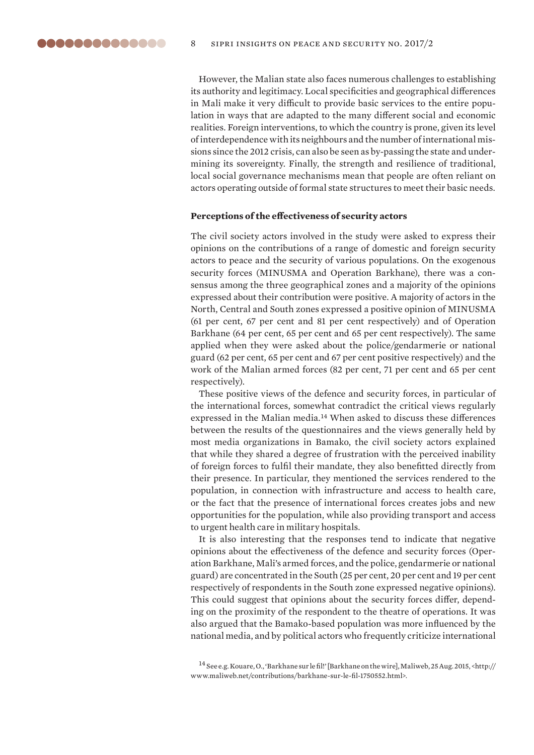However, the Malian state also faces numerous challenges to establishing its authority and legitimacy. Local specificities and geographical differences in Mali make it very difficult to provide basic services to the entire population in ways that are adapted to the many different social and economic realities. Foreign interventions, to which the country is prone, given its level of interdependence with its neighbours and the number of international missions since the 2012 crisis, can also be seen as by-passing the state and undermining its sovereignty. Finally, the strength and resilience of traditional, local social governance mechanisms mean that people are often reliant on actors operating outside of formal state structures to meet their basic needs.

**Perceptions of the effectiveness of security actors**

The civil society actors involved in the study were asked to express their opinions on the contributions of a range of domestic and foreign security actors to peace and the security of various populations. On the exogenous security forces (MINUSMA and Operation Barkhane), there was a consensus among the three geographical zones and a majority of the opinions expressed about their contribution were positive. A majority of actors in the North, Central and South zones expressed a positive opinion of MINUSMA (61 per cent, 67 per cent and 81 per cent respectively) and of Operation Barkhane (64 per cent, 65 per cent and 65 per cent respectively). The same applied when they were asked about the police/gendarmerie or national guard (62 per cent, 65 per cent and 67 per cent positive respectively) and the work of the Malian armed forces (82 per cent, 71 per cent and 65 per cent respectively).

These positive views of the defence and security forces, in particular of the international forces, somewhat contradict the critical views regularly expressed in the Malian media.[14] When asked to discuss these differences between the results of the questionnaires and the views generally held by most media organizations in Bamako, the civil society actors explained that while they shared a degree of frustration with the perceived inability of foreign forces to fulfil their mandate, they also benefitted directly from their presence. In particular, they mentioned the services rendered to the population, in connection with infrastructure and access to health care, or the fact that the presence of international forces creates jobs and new opportunities for the population, while also providing transport and access to urgent health care in military hospitals.

It is also interesting that the responses tend to indicate that negative opinions about the effectiveness of the defence and security forces (Operation Barkhane, Mali's armed forces, and the police, gendarmerie or national guard) are concentrated in the South (25 per cent, 20 per cent and 19 per cent respectively of respondents in the South zone expressed negative opinions). This could suggest that opinions about the security forces differ, depending on the proximity of the respondent to the theatre of operations. It was also argued that the Bamako-based population was more influenced by the national media, and by political actors who frequently criticize international

[14] See e.g. Kouare, O., 'Barkhane sur le fil!' [Barkhane on the wire], Maliweb, 25 Aug. 2015, <http://www.maliweb.net/contributions/barkhane-sur-le-fil-1750552.html>.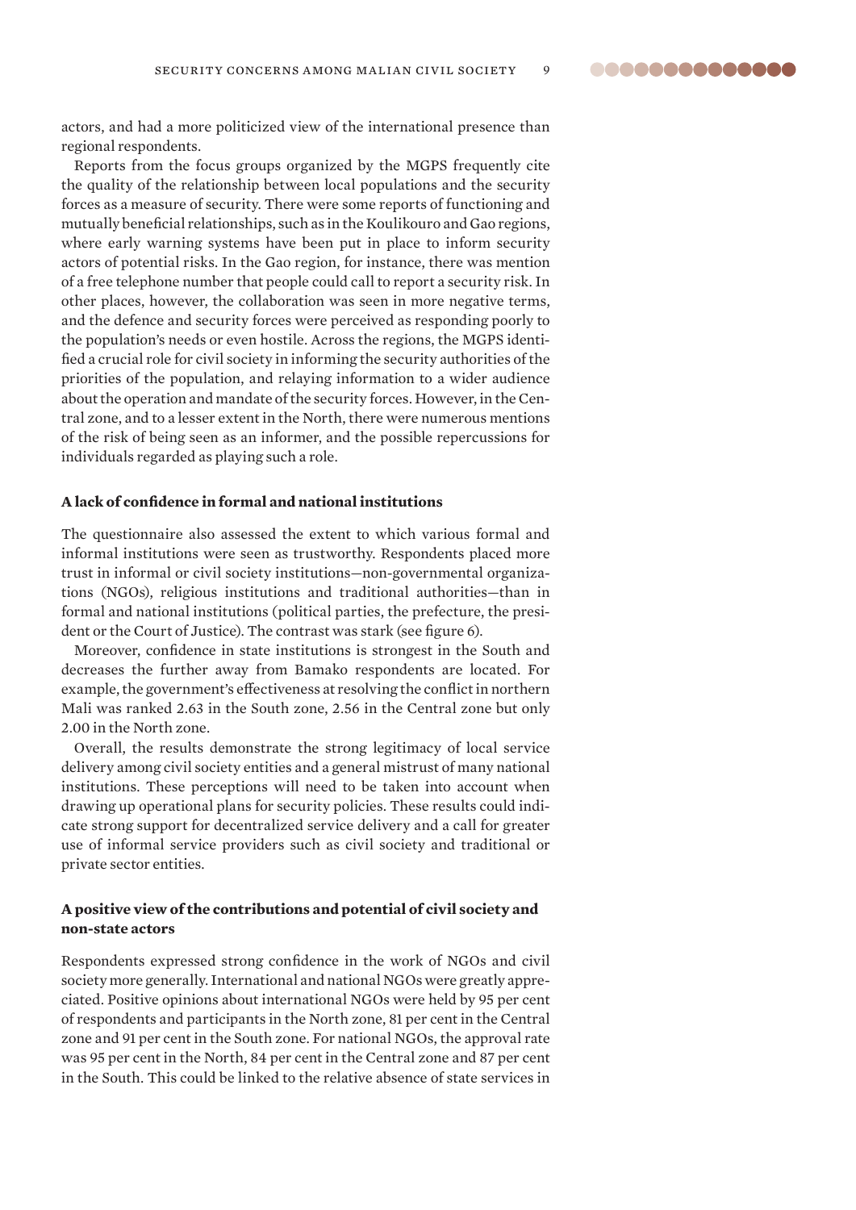actors, and had a more politicized view of the international presence than regional respondents.

Reports from the focus groups organized by the MGPS frequently cite the quality of the relationship between local populations and the security forces as a measure of security. There were some reports of functioning and mutually beneficial relationships, such as in the Koulikouro and Gao regions, where early warning systems have been put in place to inform security actors of potential risks. In the Gao region, for instance, there was mention of a free telephone number that people could call to report a security risk. In other places, however, the collaboration was seen in more negative terms, and the defence and security forces were perceived as responding poorly to the population's needs or even hostile. Across the regions, the MGPS identified a crucial role for civil society in informing the security authorities of the priorities of the population, and relaying information to a wider audience about the operation and mandate of the security forces. However, in the Central zone, and to a lesser extent in the North, there were numerous mentions of the risk of being seen as an informer, and the possible repercussions for individuals regarded as playing such a role.

### A lack of confidence in formal and national institutions

The questionnaire also assessed the extent to which various formal and informal institutions were seen as trustworthy. Respondents placed more trust in informal or civil society institutions—non-governmental organizations (NGOs), religious institutions and traditional authorities—than in formal and national institutions (political parties, the prefecture, the president or the Court of Justice). The contrast was stark (see figure 6).

Moreover, confidence in state institutions is strongest in the South and decreases the further away from Bamako respondents are located. For example, the government's effectiveness at resolving the conflict in northern Mali was ranked 2.63 in the South zone, 2.56 in the Central zone but only 2.00 in the North zone.

Overall, the results demonstrate the strong legitimacy of local service delivery among civil society entities and a general mistrust of many national institutions. These perceptions will need to be taken into account when drawing up operational plans for security policies. These results could indicate strong support for decentralized service delivery and a call for greater use of informal service providers such as civil society and traditional or private sector entities.

### A positive view of the contributions and potential of civil society and non-state actors

Respondents expressed strong confidence in the work of NGOs and civil society more generally. International and national NGOs were greatly appreciated. Positive opinions about international NGOs were held by 95 per cent of respondents and participants in the North zone, 81 per cent in the Central zone and 91 per cent in the South zone. For national NGOs, the approval rate was 95 per cent in the North, 84 per cent in the Central zone and 87 per cent in the South. This could be linked to the relative absence of state services in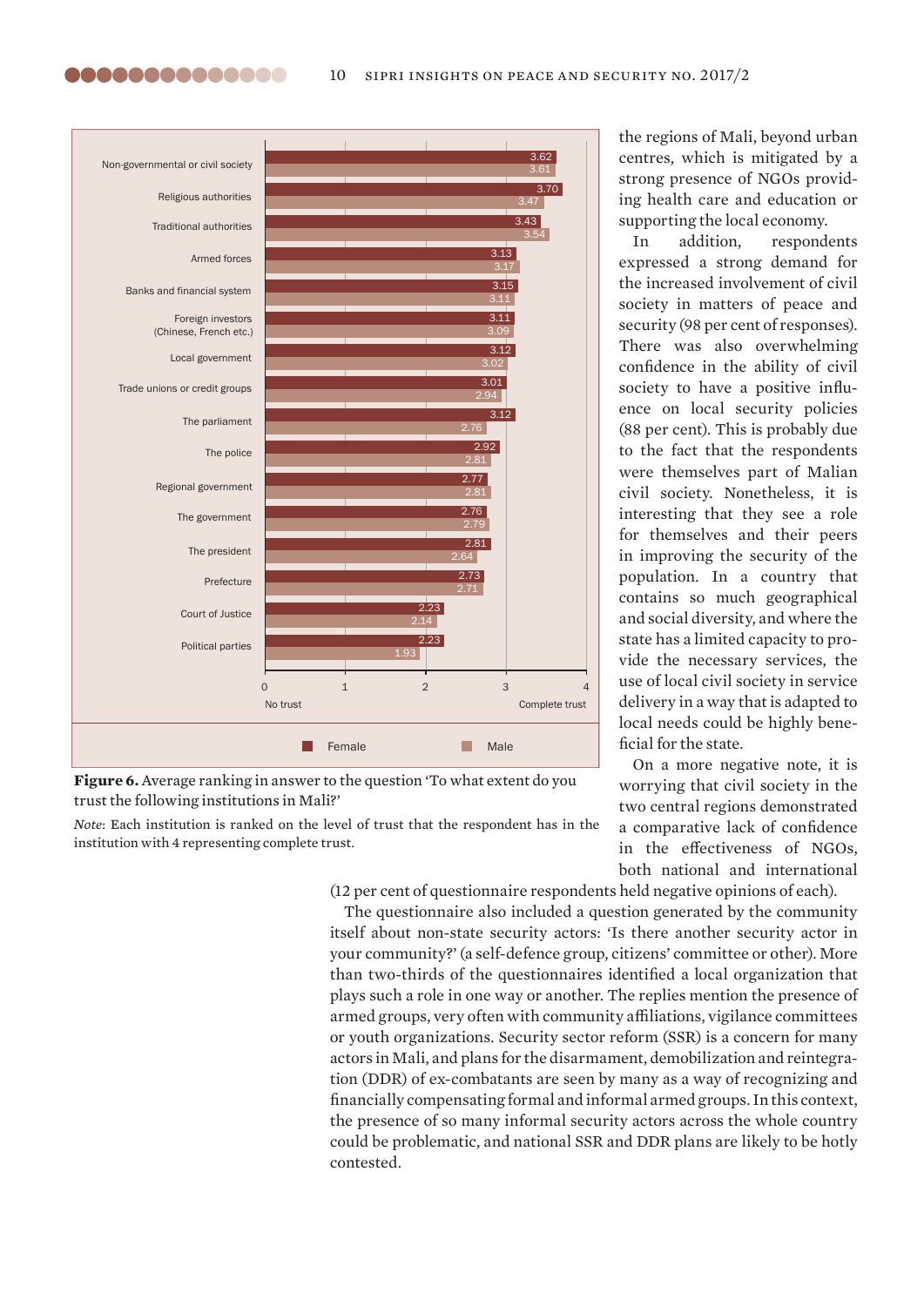| Institution | Female | Male |
|---|---|---|
| Non-governmental or civil society | 3.62 | 3.61 |
| Religious authorities | 3.70 | 3.47 |
| Traditional authorities | 3.43 | 3.54 |
| Armed forces | 3.13 | 3.17 |
| Banks and financial system | 3.15 | 3.11 |
| Foreign investors (Chinese, French etc.) | 3.11 | 3.09 |
| Local government | 3.12 | 3.02 |
| Trade unions or credit groups | 3.01 | 2.94 |
| The parliament | 3.12 | 2.76 |
| The police | 2.92 | 2.81 |
| Regional government | 2.77 | 2.81 |
| The government | 2.76 | 2.79 |
| The president | 2.81 | 2.64 |
| Prefecture | 2.73 | 2.71 |
| Court of Justice | 2.23 | 2.14 |
| Political parties | 2.23 | 1.93 |

Scale: 0 = No trust; 4 = Complete trust

**Figure 6.** Average ranking in answer to the question 'To what extent do you trust the following institutions in Mali?'

*Note*: Each institution is ranked on the level of trust that the respondent has in the institution with 4 representing complete trust.

the regions of Mali, beyond urban centres, which is mitigated by a strong presence of NGOs providing health care and education or supporting the local economy.

In addition, respondents expressed a strong demand for the increased involvement of civil society in matters of peace and security (98 per cent of responses). There was also overwhelming confidence in the ability of civil society to have a positive influence on local security policies (88 per cent). This is probably due to the fact that the respondents were themselves part of Malian civil society. Nonetheless, it is interesting that they see a role for themselves and their peers in improving the security of the population. In a country that contains so much geographical and social diversity, and where the state has a limited capacity to provide the necessary services, the use of local civil society in service delivery in a way that is adapted to local needs could be highly beneficial for the state.

On a more negative note, it is worrying that civil society in the two central regions demonstrated a comparative lack of confidence in the effectiveness of NGOs, both national and international (12 per cent of questionnaire respondents held negative opinions of each).

The questionnaire also included a question generated by the community itself about non-state security actors: 'Is there another security actor in your community?' (a self-defence group, citizens' committee or other). More than two-thirds of the questionnaires identified a local organization that plays such a role in one way or another. The replies mention the presence of armed groups, very often with community affiliations, vigilance committees or youth organizations. Security sector reform (SSR) is a concern for many actors in Mali, and plans for the disarmament, demobilization and reintegration (DDR) of ex-combatants are seen by many as a way of recognizing and financially compensating formal and informal armed groups. In this context, the presence of so many informal security actors across the whole country could be problematic, and national SSR and DDR plans are likely to be hotly contested.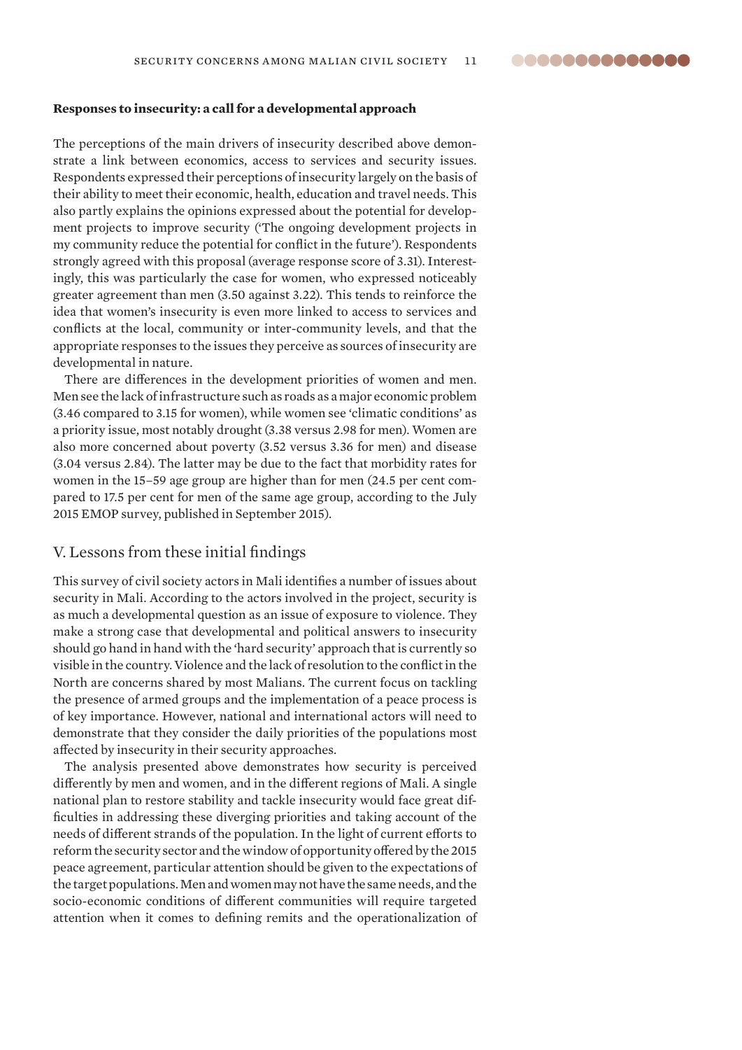**Responses to insecurity: a call for a developmental approach**

The perceptions of the main drivers of insecurity described above demonstrate a link between economics, access to services and security issues. Respondents expressed their perceptions of insecurity largely on the basis of their ability to meet their economic, health, education and travel needs. This also partly explains the opinions expressed about the potential for development projects to improve security ('The ongoing development projects in my community reduce the potential for conflict in the future'). Respondents strongly agreed with this proposal (average response score of 3.31). Interestingly, this was particularly the case for women, who expressed noticeably greater agreement than men (3.50 against 3.22). This tends to reinforce the idea that women's insecurity is even more linked to access to services and conflicts at the local, community or inter-community levels, and that the appropriate responses to the issues they perceive as sources of insecurity are developmental in nature.

There are differences in the development priorities of women and men. Men see the lack of infrastructure such as roads as a major economic problem (3.46 compared to 3.15 for women), while women see 'climatic conditions' as a priority issue, most notably drought (3.38 versus 2.98 for men). Women are also more concerned about poverty (3.52 versus 3.36 for men) and disease (3.04 versus 2.84). The latter may be due to the fact that morbidity rates for women in the 15–59 age group are higher than for men (24.5 per cent compared to 17.5 per cent for men of the same age group, according to the July 2015 EMOP survey, published in September 2015).

## V. Lessons from these initial findings

This survey of civil society actors in Mali identifies a number of issues about security in Mali. According to the actors involved in the project, security is as much a developmental question as an issue of exposure to violence. They make a strong case that developmental and political answers to insecurity should go hand in hand with the 'hard security' approach that is currently so visible in the country. Violence and the lack of resolution to the conflict in the North are concerns shared by most Malians. The current focus on tackling the presence of armed groups and the implementation of a peace process is of key importance. However, national and international actors will need to demonstrate that they consider the daily priorities of the populations most affected by insecurity in their security approaches.

The analysis presented above demonstrates how security is perceived differently by men and women, and in the different regions of Mali. A single national plan to restore stability and tackle insecurity would face great difficulties in addressing these diverging priorities and taking account of the needs of different strands of the population. In the light of current efforts to reform the security sector and the window of opportunity offered by the 2015 peace agreement, particular attention should be given to the expectations of the target populations. Men and women may not have the same needs, and the socio-economic conditions of different communities will require targeted attention when it comes to defining remits and the operationalization of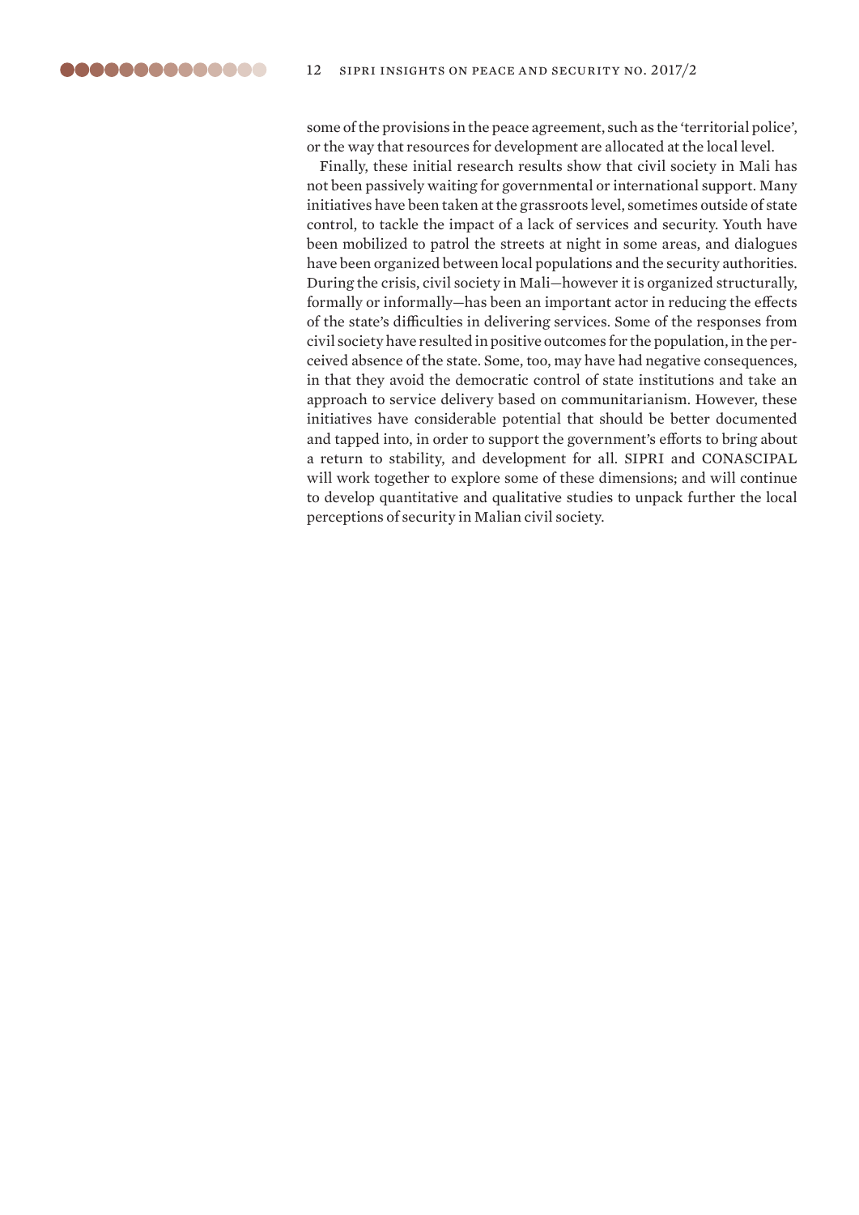some of the provisions in the peace agreement, such as the 'territorial police', or the way that resources for development are allocated at the local level.

Finally, these initial research results show that civil society in Mali has not been passively waiting for governmental or international support. Many initiatives have been taken at the grassroots level, sometimes outside of state control, to tackle the impact of a lack of services and security. Youth have been mobilized to patrol the streets at night in some areas, and dialogues have been organized between local populations and the security authorities. During the crisis, civil society in Mali—however it is organized structurally, formally or informally—has been an important actor in reducing the effects of the state's difficulties in delivering services. Some of the responses from civil society have resulted in positive outcomes for the population, in the perceived absence of the state. Some, too, may have had negative consequences, in that they avoid the democratic control of state institutions and take an approach to service delivery based on communitarianism. However, these initiatives have considerable potential that should be better documented and tapped into, in order to support the government's efforts to bring about a return to stability, and development for all. SIPRI and CONASCIPAL will work together to explore some of these dimensions; and will continue to develop quantitative and qualitative studies to unpack further the local perceptions of security in Malian civil society.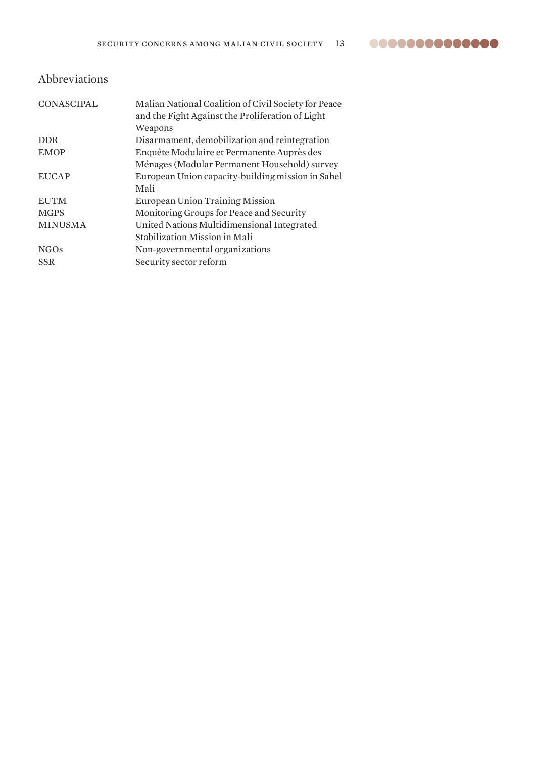## Abbreviations

| | |
|---|---|
| CONASCIPAL | Malian National Coalition of Civil Society for Peace and the Fight Against the Proliferation of Light Weapons |
| DDR | Disarmament, demobilization and reintegration |
| EMOP | Enquête Modulaire et Permanente Auprès des Ménages (Modular Permanent Household) survey |
| EUCAP | European Union capacity-building mission in Sahel Mali |
| EUTM | European Union Training Mission |
| MGPS | Monitoring Groups for Peace and Security |
| MINUSMA | United Nations Multidimensional Integrated Stabilization Mission in Mali |
| NGOs | Non-governmental organizations |
| SSR | Security sector reform |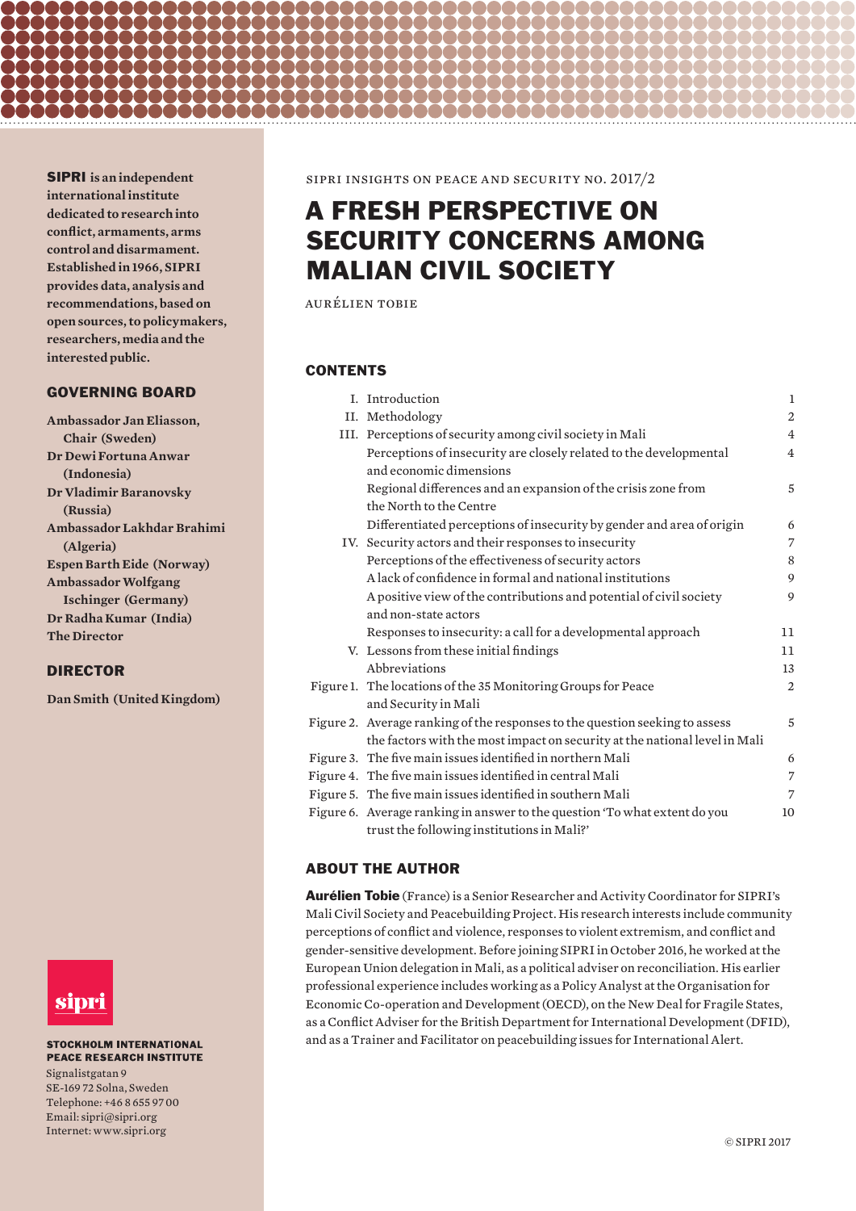**SIPRI** is an independent international institute dedicated to research into conflict, armaments, arms control and disarmament. Established in 1966, SIPRI provides data, analysis and recommendations, based on open sources, to policymakers, researchers, media and the interested public.

## GOVERNING BOARD

**Ambassador Jan Eliasson, Chair (Sweden)**
**Dr Dewi Fortuna Anwar (Indonesia)**
**Dr Vladimir Baranovsky (Russia)**
**Ambassador Lakhdar Brahimi (Algeria)**
**Espen Barth Eide (Norway)**
**Ambassador Wolfgang Ischinger (Germany)**
**Dr Radha Kumar (India)**
**The Director**

## DIRECTOR

**Dan Smith (United Kingdom)**

**STOCKHOLM INTERNATIONAL PEACE RESEARCH INSTITUTE**
Signalistgatan 9
SE-169 72 Solna, Sweden
Telephone: +46 8 655 97 00
Email: sipri@sipri.org
Internet: www.sipri.org

SIPRI INSIGHTS ON PEACE AND SECURITY NO. 2017/2

# A FRESH PERSPECTIVE ON SECURITY CONCERNS AMONG MALIAN CIVIL SOCIETY

AURÉLIEN TOBIE

## CONTENTS

| | | |
|---|---|---|
| I. | Introduction | 1 |
| II. | Methodology | 2 |
| III. | Perceptions of security among civil society in Mali | 4 |
| | Perceptions of insecurity are closely related to the developmental and economic dimensions | 4 |
| | Regional differences and an expansion of the crisis zone from the North to the Centre | 5 |
| | Differentiated perceptions of insecurity by gender and area of origin | 6 |
| IV. | Security actors and their responses to insecurity | 7 |
| | Perceptions of the effectiveness of security actors | 8 |
| | A lack of confidence in formal and national institutions | 9 |
| | A positive view of the contributions and potential of civil society and non-state actors | 9 |
| | Responses to insecurity: a call for a developmental approach | 11 |
| V. | Lessons from these initial findings | 11 |
| | Abbreviations | 13 |
| Figure 1. | The locations of the 35 Monitoring Groups for Peace and Security in Mali | 2 |
| Figure 2. | Average ranking of the responses to the question seeking to assess the factors with the most impact on security at the national level in Mali | 5 |
| Figure 3. | The five main issues identified in northern Mali | 6 |
| Figure 4. | The five main issues identified in central Mali | 7 |
| Figure 5. | The five main issues identified in southern Mali | 7 |
| Figure 6. | Average ranking in answer to the question 'To what extent do you trust the following institutions in Mali?' | 10 |

## ABOUT THE AUTHOR

**Aurélien Tobie** (France) is a Senior Researcher and Activity Coordinator for SIPRI's Mali Civil Society and Peacebuilding Project. His research interests include community perceptions of conflict and violence, responses to violent extremism, and conflict and gender-sensitive development. Before joining SIPRI in October 2016, he worked at the European Union delegation in Mali, as a political adviser on reconciliation. His earlier professional experience includes working as a Policy Analyst at the Organisation for Economic Co-operation and Development (OECD), on the New Deal for Fragile States, as a Conflict Adviser for the British Department for International Development (DFID), and as a Trainer and Facilitator on peacebuilding issues for International Alert.

© SIPRI 2017